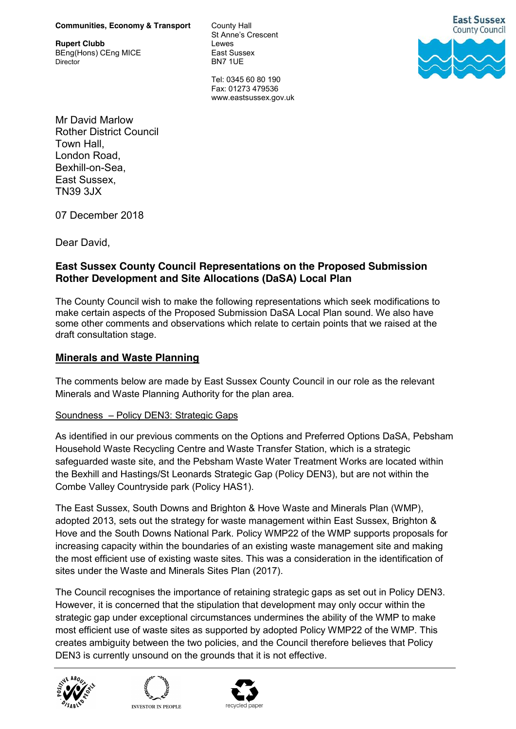**Communities, Economy & Transport**

**Rupert Clubb**
BEng(Hons) CEng MICE
Director

County Hall
St Anne's Crescent
Lewes
East Sussex
BN7 1UE

Tel: 0345 60 80 190
Fax: 01273 479536
www.eastsussex.gov.uk

East Sussex County Council

Mr David Marlow
Rother District Council
Town Hall,
London Road,
Bexhill-on-Sea,
East Sussex,
TN39 3JX

07 December 2018

Dear David,

**East Sussex County Council Representations on the Proposed Submission Rother Development and Site Allocations (DaSA) Local Plan**

The County Council wish to make the following representations which seek modifications to make certain aspects of the Proposed Submission DaSA Local Plan sound. We also have some other comments and observations which relate to certain points that we raised at the draft consultation stage.

## Minerals and Waste Planning

The comments below are made by East Sussex County Council in our role as the relevant Minerals and Waste Planning Authority for the plan area.

Soundness – Policy DEN3: Strategic Gaps

As identified in our previous comments on the Options and Preferred Options DaSA, Pebsham Household Waste Recycling Centre and Waste Transfer Station, which is a strategic safeguarded waste site, and the Pebsham Waste Water Treatment Works are located within the Bexhill and Hastings/St Leonards Strategic Gap (Policy DEN3), but are not within the Combe Valley Countryside park (Policy HAS1).

The East Sussex, South Downs and Brighton & Hove Waste and Minerals Plan (WMP), adopted 2013, sets out the strategy for waste management within East Sussex, Brighton & Hove and the South Downs National Park. Policy WMP22 of the WMP supports proposals for increasing capacity within the boundaries of an existing waste management site and making the most efficient use of existing waste sites. This was a consideration in the identification of sites under the Waste and Minerals Sites Plan (2017).

The Council recognises the importance of retaining strategic gaps as set out in Policy DEN3. However, it is concerned that the stipulation that development may only occur within the strategic gap under exceptional circumstances undermines the ability of the WMP to make most efficient use of waste sites as supported by adopted Policy WMP22 of the WMP. This creates ambiguity between the two policies, and the Council therefore believes that Policy DEN3 is currently unsound on the grounds that it is not effective.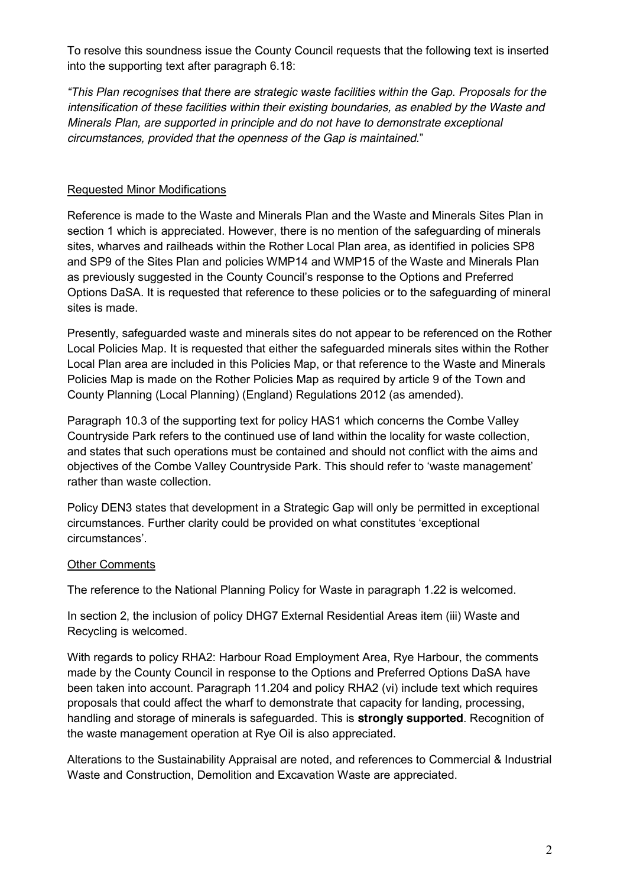To resolve this soundness issue the County Council requests that the following text is inserted into the supporting text after paragraph 6.18:

*"This Plan recognises that there are strategic waste facilities within the Gap. Proposals for the intensification of these facilities within their existing boundaries, as enabled by the Waste and Minerals Plan, are supported in principle and do not have to demonstrate exceptional circumstances, provided that the openness of the Gap is maintained.*"

## Requested Minor Modifications

Reference is made to the Waste and Minerals Plan and the Waste and Minerals Sites Plan in section 1 which is appreciated. However, there is no mention of the safeguarding of minerals sites, wharves and railheads within the Rother Local Plan area, as identified in policies SP8 and SP9 of the Sites Plan and policies WMP14 and WMP15 of the Waste and Minerals Plan as previously suggested in the County Council's response to the Options and Preferred Options DaSA. It is requested that reference to these policies or to the safeguarding of mineral sites is made.

Presently, safeguarded waste and minerals sites do not appear to be referenced on the Rother Local Policies Map. It is requested that either the safeguarded minerals sites within the Rother Local Plan area are included in this Policies Map, or that reference to the Waste and Minerals Policies Map is made on the Rother Policies Map as required by article 9 of the Town and County Planning (Local Planning) (England) Regulations 2012 (as amended).

Paragraph 10.3 of the supporting text for policy HAS1 which concerns the Combe Valley Countryside Park refers to the continued use of land within the locality for waste collection, and states that such operations must be contained and should not conflict with the aims and objectives of the Combe Valley Countryside Park. This should refer to 'waste management' rather than waste collection.

Policy DEN3 states that development in a Strategic Gap will only be permitted in exceptional circumstances. Further clarity could be provided on what constitutes 'exceptional circumstances'.

## Other Comments

The reference to the National Planning Policy for Waste in paragraph 1.22 is welcomed.

In section 2, the inclusion of policy DHG7 External Residential Areas item (iii) Waste and Recycling is welcomed.

With regards to policy RHA2: Harbour Road Employment Area, Rye Harbour, the comments made by the County Council in response to the Options and Preferred Options DaSA have been taken into account. Paragraph 11.204 and policy RHA2 (vi) include text which requires proposals that could affect the wharf to demonstrate that capacity for landing, processing, handling and storage of minerals is safeguarded. This is **strongly supported**. Recognition of the waste management operation at Rye Oil is also appreciated.

Alterations to the Sustainability Appraisal are noted, and references to Commercial & Industrial Waste and Construction, Demolition and Excavation Waste are appreciated.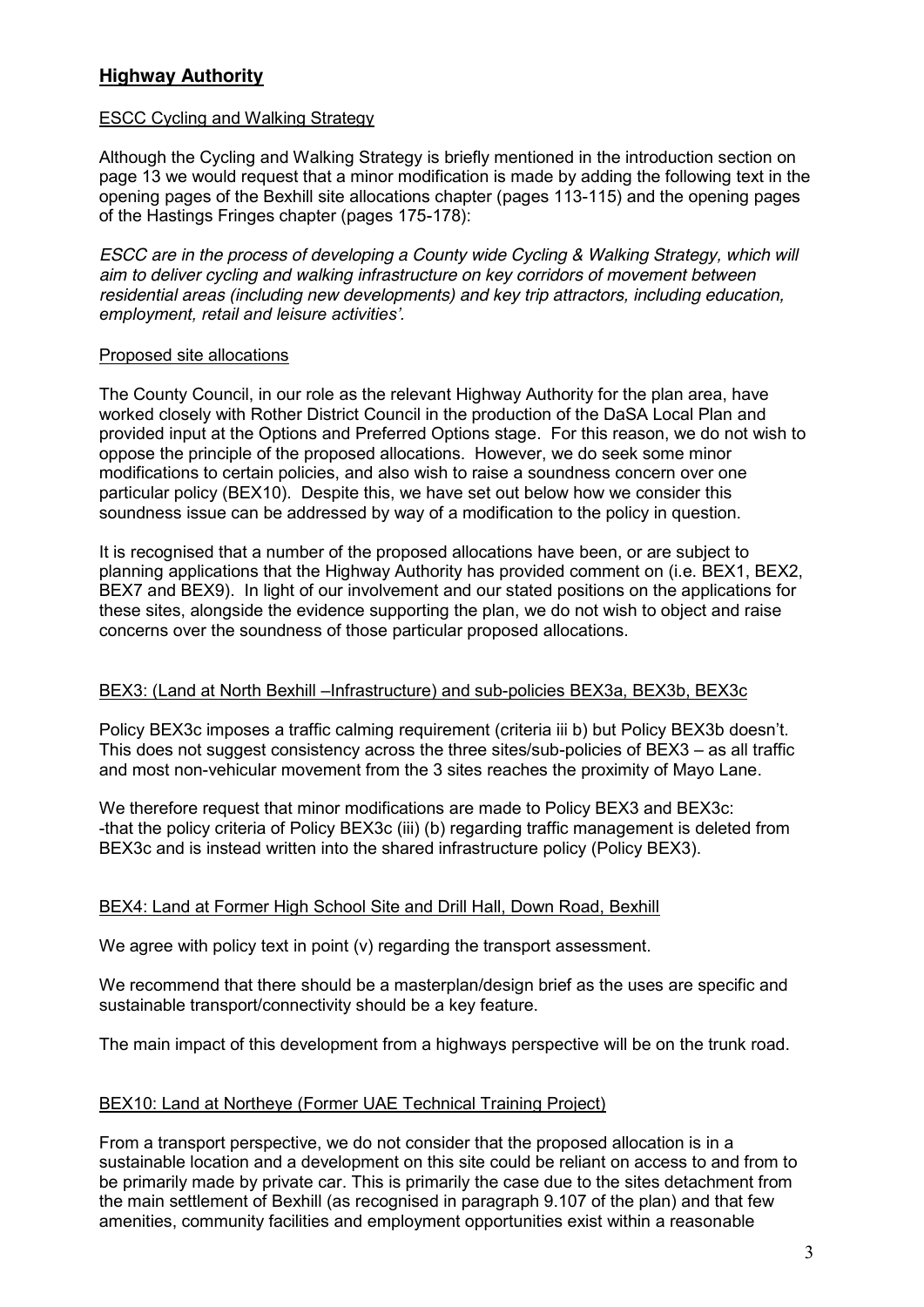## **Highway Authority**

ESCC Cycling and Walking Strategy

Although the Cycling and Walking Strategy is briefly mentioned in the introduction section on page 13 we would request that a minor modification is made by adding the following text in the opening pages of the Bexhill site allocations chapter (pages 113-115) and the opening pages of the Hastings Fringes chapter (pages 175-178):

*ESCC are in the process of developing a County wide Cycling & Walking Strategy, which will aim to deliver cycling and walking infrastructure on key corridors of movement between residential areas (including new developments) and key trip attractors, including education, employment, retail and leisure activities'.*

Proposed site allocations

The County Council, in our role as the relevant Highway Authority for the plan area, have worked closely with Rother District Council in the production of the DaSA Local Plan and provided input at the Options and Preferred Options stage. For this reason, we do not wish to oppose the principle of the proposed allocations. However, we do seek some minor modifications to certain policies, and also wish to raise a soundness concern over one particular policy (BEX10). Despite this, we have set out below how we consider this soundness issue can be addressed by way of a modification to the policy in question.

It is recognised that a number of the proposed allocations have been, or are subject to planning applications that the Highway Authority has provided comment on (i.e. BEX1, BEX2, BEX7 and BEX9). In light of our involvement and our stated positions on the applications for these sites, alongside the evidence supporting the plan, we do not wish to object and raise concerns over the soundness of those particular proposed allocations.

BEX3: (Land at North Bexhill –Infrastructure) and sub-policies BEX3a, BEX3b, BEX3c

Policy BEX3c imposes a traffic calming requirement (criteria iii b) but Policy BEX3b doesn't. This does not suggest consistency across the three sites/sub-policies of BEX3 – as all traffic and most non-vehicular movement from the 3 sites reaches the proximity of Mayo Lane.

We therefore request that minor modifications are made to Policy BEX3 and BEX3c:
-that the policy criteria of Policy BEX3c (iii) (b) regarding traffic management is deleted from BEX3c and is instead written into the shared infrastructure policy (Policy BEX3).

BEX4: Land at Former High School Site and Drill Hall, Down Road, Bexhill

We agree with policy text in point (v) regarding the transport assessment.

We recommend that there should be a masterplan/design brief as the uses are specific and sustainable transport/connectivity should be a key feature.

The main impact of this development from a highways perspective will be on the trunk road.

BEX10: Land at Northeye (Former UAE Technical Training Project)

From a transport perspective, we do not consider that the proposed allocation is in a sustainable location and a development on this site could be reliant on access to and from to be primarily made by private car. This is primarily the case due to the sites detachment from the main settlement of Bexhill (as recognised in paragraph 9.107 of the plan) and that few amenities, community facilities and employment opportunities exist within a reasonable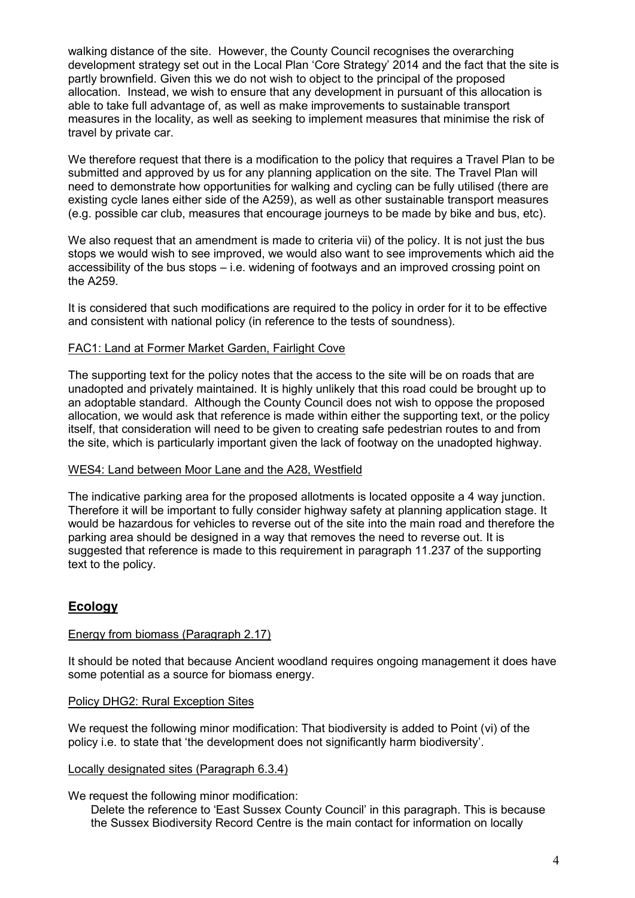walking distance of the site. However, the County Council recognises the overarching development strategy set out in the Local Plan 'Core Strategy' 2014 and the fact that the site is partly brownfield. Given this we do not wish to object to the principal of the proposed allocation. Instead, we wish to ensure that any development in pursuant of this allocation is able to take full advantage of, as well as make improvements to sustainable transport measures in the locality, as well as seeking to implement measures that minimise the risk of travel by private car.

We therefore request that there is a modification to the policy that requires a Travel Plan to be submitted and approved by us for any planning application on the site. The Travel Plan will need to demonstrate how opportunities for walking and cycling can be fully utilised (there are existing cycle lanes either side of the A259), as well as other sustainable transport measures (e.g. possible car club, measures that encourage journeys to be made by bike and bus, etc).

We also request that an amendment is made to criteria vii) of the policy. It is not just the bus stops we would wish to see improved, we would also want to see improvements which aid the accessibility of the bus stops – i.e. widening of footways and an improved crossing point on the A259.

It is considered that such modifications are required to the policy in order for it to be effective and consistent with national policy (in reference to the tests of soundness).

<u>FAC1: Land at Former Market Garden, Fairlight Cove</u>

The supporting text for the policy notes that the access to the site will be on roads that are unadopted and privately maintained. It is highly unlikely that this road could be brought up to an adoptable standard. Although the County Council does not wish to oppose the proposed allocation, we would ask that reference is made within either the supporting text, or the policy itself, that consideration will need to be given to creating safe pedestrian routes to and from the site, which is particularly important given the lack of footway on the unadopted highway.

<u>WES4: Land between Moor Lane and the A28, Westfield</u>

The indicative parking area for the proposed allotments is located opposite a 4 way junction. Therefore it will be important to fully consider highway safety at planning application stage. It would be hazardous for vehicles to reverse out of the site into the main road and therefore the parking area should be designed in a way that removes the need to reverse out. It is suggested that reference is made to this requirement in paragraph 11.237 of the supporting text to the policy.

## Ecology

<u>Energy from biomass (Paragraph 2.17)</u>

It should be noted that because Ancient woodland requires ongoing management it does have some potential as a source for biomass energy.

<u>Policy DHG2: Rural Exception Sites</u>

We request the following minor modification: That biodiversity is added to Point (vi) of the policy i.e. to state that 'the development does not significantly harm biodiversity'.

<u>Locally designated sites (Paragraph 6.3.4)</u>

We request the following minor modification:

Delete the reference to 'East Sussex County Council' in this paragraph. This is because the Sussex Biodiversity Record Centre is the main contact for information on locally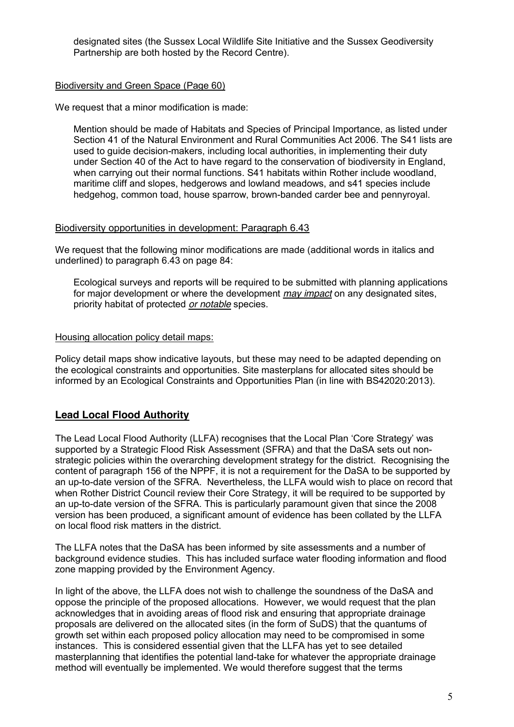designated sites (the Sussex Local Wildlife Site Initiative and the Sussex Geodiversity Partnership are both hosted by the Record Centre).

Biodiversity and Green Space (Page 60)

We request that a minor modification is made:

> Mention should be made of Habitats and Species of Principal Importance, as listed under Section 41 of the Natural Environment and Rural Communities Act 2006. The S41 lists are used to guide decision-makers, including local authorities, in implementing their duty under Section 40 of the Act to have regard to the conservation of biodiversity in England, when carrying out their normal functions. S41 habitats within Rother include woodland, maritime cliff and slopes, hedgerows and lowland meadows, and s41 species include hedgehog, common toad, house sparrow, brown-banded carder bee and pennyroyal.

Biodiversity opportunities in development: Paragraph 6.43

We request that the following minor modifications are made (additional words in italics and underlined) to paragraph 6.43 on page 84:

> Ecological surveys and reports will be required to be submitted with planning applications for major development or where the development <u>*may impact*</u> on any designated sites, priority habitat of protected <u>*or notable*</u> species.

Housing allocation policy detail maps:

Policy detail maps show indicative layouts, but these may need to be adapted depending on the ecological constraints and opportunities. Site masterplans for allocated sites should be informed by an Ecological Constraints and Opportunities Plan (in line with BS42020:2013).

## Lead Local Flood Authority

The Lead Local Flood Authority (LLFA) recognises that the Local Plan 'Core Strategy' was supported by a Strategic Flood Risk Assessment (SFRA) and that the DaSA sets out non-strategic policies within the overarching development strategy for the district. Recognising the content of paragraph 156 of the NPPF, it is not a requirement for the DaSA to be supported by an up-to-date version of the SFRA. Nevertheless, the LLFA would wish to place on record that when Rother District Council review their Core Strategy, it will be required to be supported by an up-to-date version of the SFRA. This is particularly paramount given that since the 2008 version has been produced, a significant amount of evidence has been collated by the LLFA on local flood risk matters in the district.

The LLFA notes that the DaSA has been informed by site assessments and a number of background evidence studies. This has included surface water flooding information and flood zone mapping provided by the Environment Agency.

In light of the above, the LLFA does not wish to challenge the soundness of the DaSA and oppose the principle of the proposed allocations. However, we would request that the plan acknowledges that in avoiding areas of flood risk and ensuring that appropriate drainage proposals are delivered on the allocated sites (in the form of SuDS) that the quantums of growth set within each proposed policy allocation may need to be compromised in some instances. This is considered essential given that the LLFA has yet to see detailed masterplanning that identifies the potential land-take for whatever the appropriate drainage method will eventually be implemented. We would therefore suggest that the terms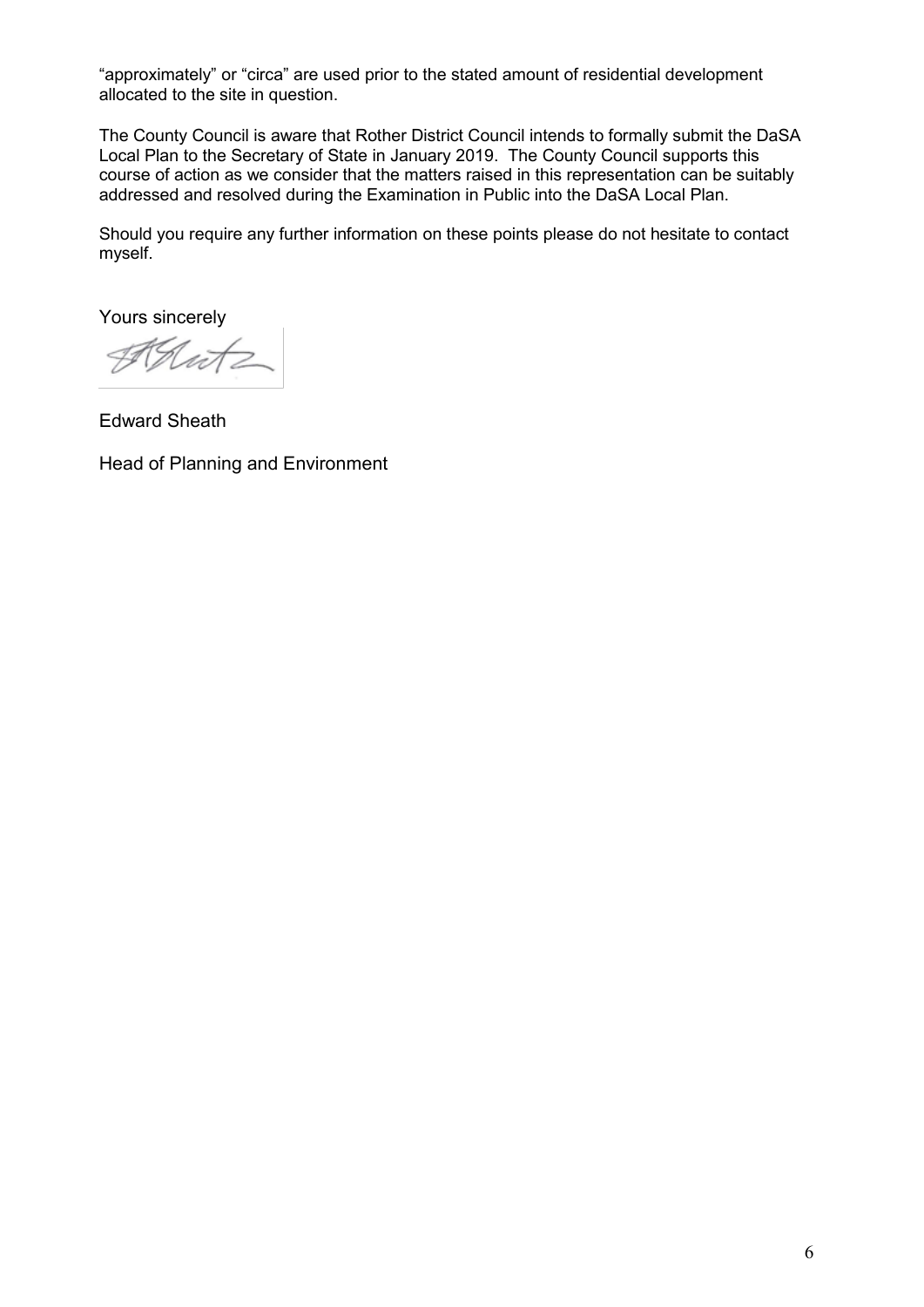"approximately" or "circa" are used prior to the stated amount of residential development allocated to the site in question.

The County Council is aware that Rother District Council intends to formally submit the DaSA Local Plan to the Secretary of State in January 2019. The County Council supports this course of action as we consider that the matters raised in this representation can be suitably addressed and resolved during the Examination in Public into the DaSA Local Plan.

Should you require any further information on these points please do not hesitate to contact myself.

Yours sincerely

Edward Sheath

Head of Planning and Environment